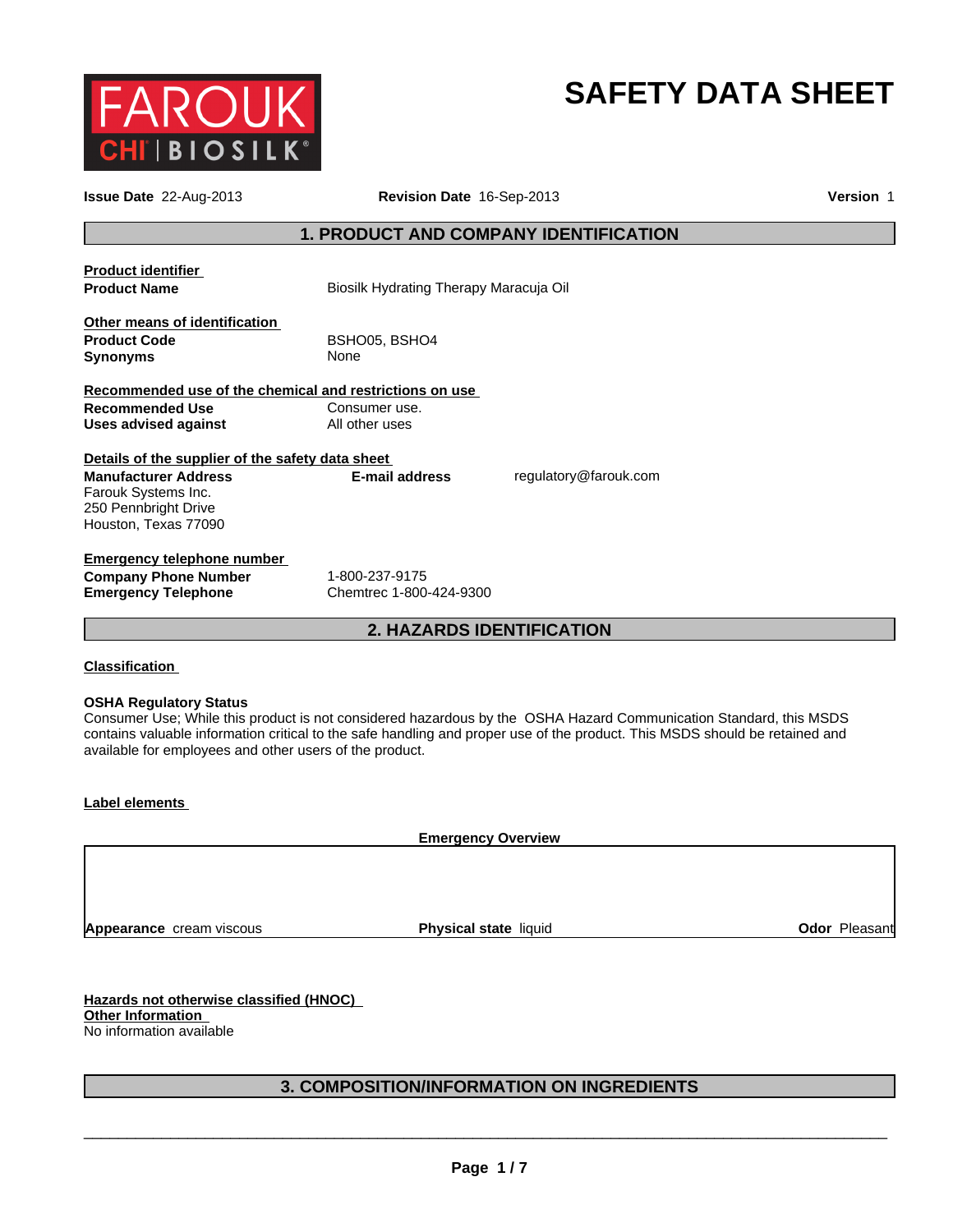FAROUK CHI | BIOSILK®

# SAFETY DATA SHEET

**Issue Date** 22-Aug-2013 **Revision Date** 16-Sep-2013 **Version** 1

## 1. PRODUCT AND COMPANY IDENTIFICATION

**Product identifier**

| | |
|---|---|
| **Product Name** | Biosilk Hydrating Therapy Maracuja Oil |

**Other means of identification**

| | |
|---|---|
| **Product Code** | BSHO05, BSHO4 |
| **Synonyms** | None |

**Recommended use of the chemical and restrictions on use**

| | |
|---|---|
| **Recommended Use** | Consumer use. |
| **Uses advised against** | All other uses |

**Details of the supplier of the safety data sheet**

**Manufacturer Address**
Farouk Systems Inc.
250 Pennbright Drive
Houston, Texas 77090

**E-mail address** regulatory@farouk.com

**Emergency telephone number**

| | |
|---|---|
| **Company Phone Number** | 1-800-237-9175 |
| **Emergency Telephone** | Chemtrec 1-800-424-9300 |

## 2. HAZARDS IDENTIFICATION

**Classification**

**OSHA Regulatory Status**
Consumer Use; While this product is not considered hazardous by the OSHA Hazard Communication Standard, this MSDS contains valuable information critical to the safe handling and proper use of the product. This MSDS should be retained and available for employees and other users of the product.

**Label elements**

**Emergency Overview**

**Appearance** cream viscous **Physical state** liquid **Odor** Pleasant

**Hazards not otherwise classified (HNOC)**
**Other Information**
No information available

## 3. COMPOSITION/INFORMATION ON INGREDIENTS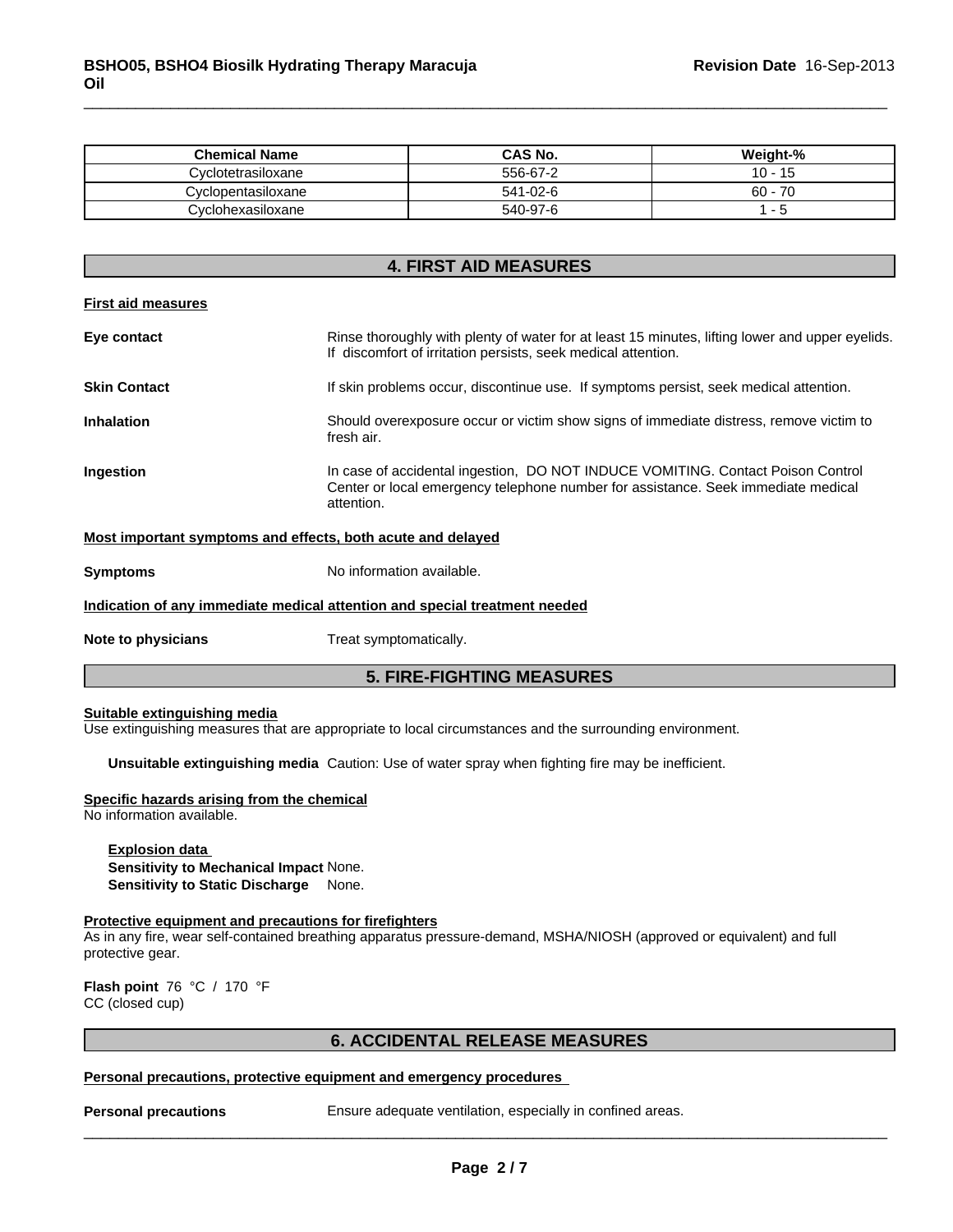| Chemical Name | CAS No. | Weight-% |
| --- | --- | --- |
| Cyclotetrasiloxane | 556-67-2 | 10 - 15 |
| Cyclopentasiloxane | 541-02-6 | 60 - 70 |
| Cyclohexasiloxane | 540-97-6 | 1 - 5 |

## 4. FIRST AID MEASURES

**First aid measures**

**Eye contact**
Rinse thoroughly with plenty of water for at least 15 minutes, lifting lower and upper eyelids. If discomfort of irritation persists, seek medical attention.

**Skin Contact**
If skin problems occur, discontinue use. If symptoms persist, seek medical attention.

**Inhalation**
Should overexposure occur or victim show signs of immediate distress, remove victim to fresh air.

**Ingestion**
In case of accidental ingestion, DO NOT INDUCE VOMITING. Contact Poison Control Center or local emergency telephone number for assistance. Seek immediate medical attention.

**Most important symptoms and effects, both acute and delayed**

**Symptoms**
No information available.

**Indication of any immediate medical attention and special treatment needed**

**Note to physicians**
Treat symptomatically.

## 5. FIRE-FIGHTING MEASURES

**Suitable extinguishing media**
Use extinguishing measures that are appropriate to local circumstances and the surrounding environment.

**Unsuitable extinguishing media** Caution: Use of water spray when fighting fire may be inefficient.

**Specific hazards arising from the chemical**
No information available.

**Explosion data**
**Sensitivity to Mechanical Impact** None.
**Sensitivity to Static Discharge** None.

**Protective equipment and precautions for firefighters**
As in any fire, wear self-contained breathing apparatus pressure-demand, MSHA/NIOSH (approved or equivalent) and full protective gear.

**Flash point** 76 °C / 170 °F
CC (closed cup)

## 6. ACCIDENTAL RELEASE MEASURES

**Personal precautions, protective equipment and emergency procedures**

**Personal precautions**
Ensure adequate ventilation, especially in confined areas.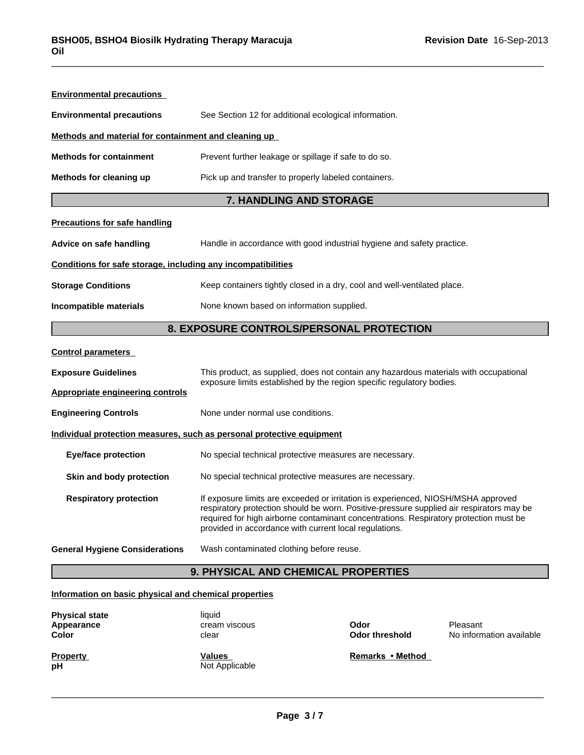**Environmental precautions**

**Environmental precautions** See Section 12 for additional ecological information.

**Methods and material for containment and cleaning up**

**Methods for containment** Prevent further leakage or spillage if safe to do so.

**Methods for cleaning up** Pick up and transfer to properly labeled containers.

## 7. HANDLING AND STORAGE

**Precautions for safe handling**

**Advice on safe handling** Handle in accordance with good industrial hygiene and safety practice.

**Conditions for safe storage, including any incompatibilities**

**Storage Conditions** Keep containers tightly closed in a dry, cool and well-ventilated place.

**Incompatible materials** None known based on information supplied.

## 8. EXPOSURE CONTROLS/PERSONAL PROTECTION

**Control parameters**

**Exposure Guidelines** This product, as supplied, does not contain any hazardous materials with occupational exposure limits established by the region specific regulatory bodies.

**Appropriate engineering controls**

**Engineering Controls** None under normal use conditions.

**Individual protection measures, such as personal protective equipment**

**Eye/face protection** No special technical protective measures are necessary.

**Skin and body protection** No special technical protective measures are necessary.

**Respiratory protection** If exposure limits are exceeded or irritation is experienced, NIOSH/MSHA approved respiratory protection should be worn. Positive-pressure supplied air respirators may be required for high airborne contaminant concentrations. Respiratory protection must be provided in accordance with current local regulations.

**General Hygiene Considerations** Wash contaminated clothing before reuse.

## 9. PHYSICAL AND CHEMICAL PROPERTIES

**Information on basic physical and chemical properties**

**Physical state** liquid
**Appearance** cream viscous
**Color** clear

**Odor** Pleasant
**Odor threshold** No information available

| Property | Values | Remarks • Method |
|---|---|---|
| pH | Not Applicable | |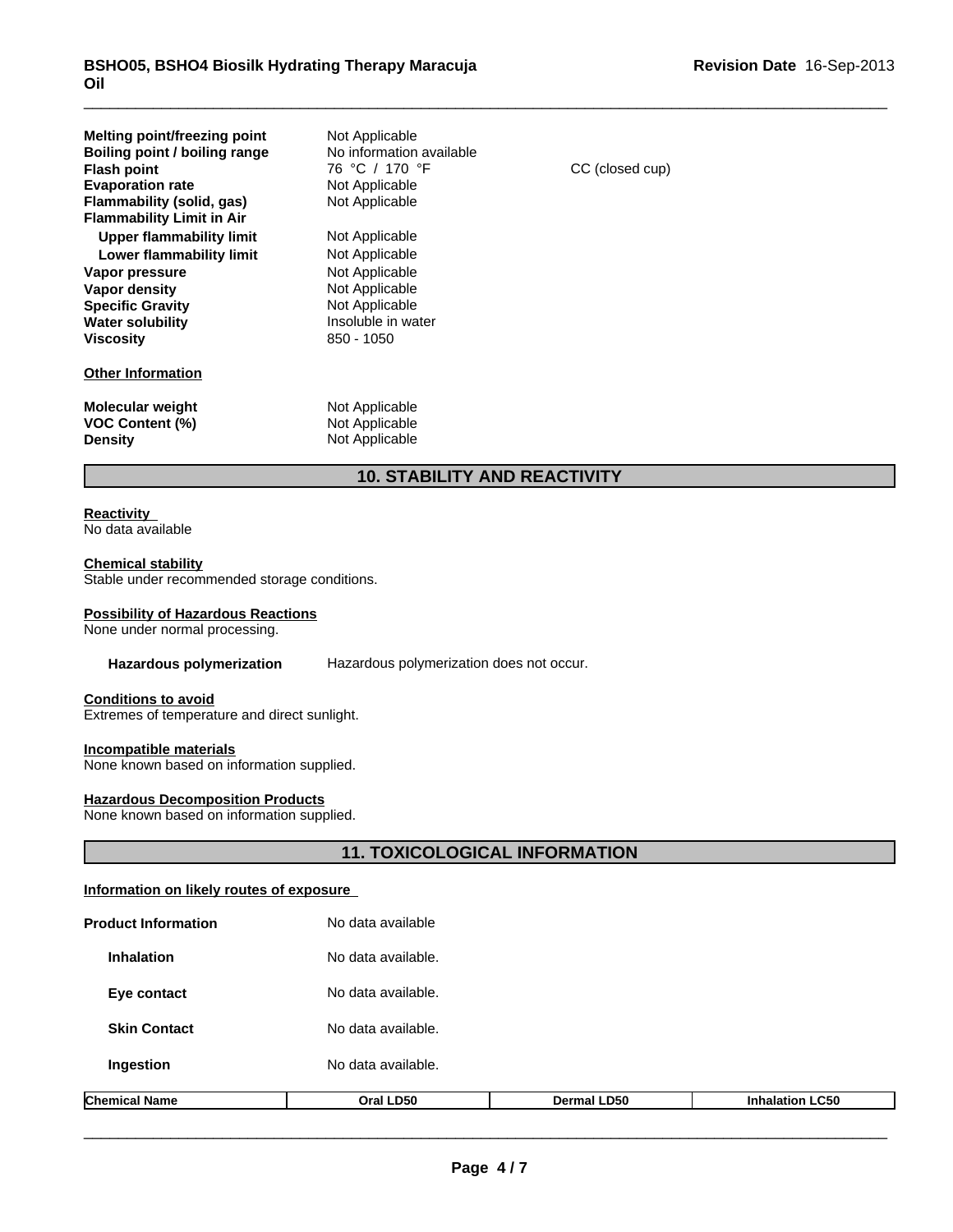| | | |
|---|---|---|
| **Melting point/freezing point** | Not Applicable | |
| **Boiling point / boiling range** | No information available | |
| **Flash point** | 76 °C / 170 °F | CC (closed cup) |
| **Evaporation rate** | Not Applicable | |
| **Flammability (solid, gas)** | Not Applicable | |
| **Flammability Limit in Air** | | |
| **Upper flammability limit** | Not Applicable | |
| **Lower flammability limit** | Not Applicable | |
| **Vapor pressure** | Not Applicable | |
| **Vapor density** | Not Applicable | |
| **Specific Gravity** | Not Applicable | |
| **Water solubility** | Insoluble in water | |
| **Viscosity** | 850 - 1050 | |

**Other Information**

| | |
|---|---|
| **Molecular weight** | Not Applicable |
| **VOC Content (%)** | Not Applicable |
| **Density** | Not Applicable |

## 10. STABILITY AND REACTIVITY

**Reactivity**
No data available

**Chemical stability**
Stable under recommended storage conditions.

**Possibility of Hazardous Reactions**
None under normal processing.

**Hazardous polymerization** Hazardous polymerization does not occur.

**Conditions to avoid**
Extremes of temperature and direct sunlight.

**Incompatible materials**
None known based on information supplied.

**Hazardous Decomposition Products**
None known based on information supplied.

## 11. TOXICOLOGICAL INFORMATION

**Information on likely routes of exposure**

| | |
|---|---|
| **Product Information** | No data available |
| **Inhalation** | No data available. |
| **Eye contact** | No data available. |
| **Skin Contact** | No data available. |
| **Ingestion** | No data available. |

| Chemical Name | Oral LD50 | Dermal LD50 | Inhalation LC50 |
|---|---|---|---|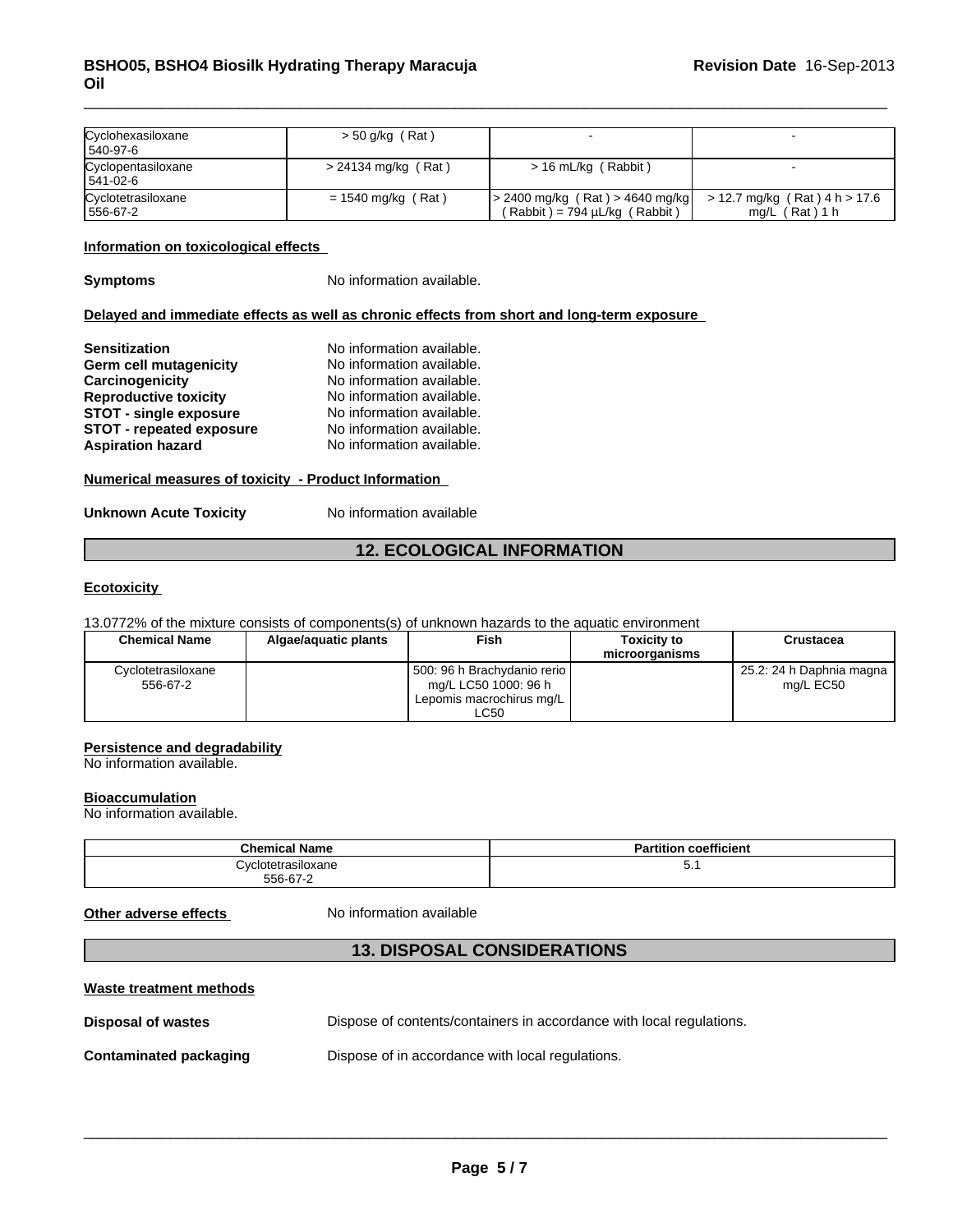| Cyclohexasiloxane 540-97-6 | > 50 g/kg ( Rat ) | - | - |
|---|---|---|---|
| Cyclopentasiloxane 541-02-6 | > 24134 mg/kg ( Rat ) | > 16 mL/kg ( Rabbit ) | - |
| Cyclotetrasiloxane 556-67-2 | = 1540 mg/kg ( Rat ) | > 2400 mg/kg ( Rat ) > 4640 mg/kg ( Rabbit ) = 794 µL/kg ( Rabbit ) | > 12.7 mg/kg ( Rat ) 4 h > 17.6 mg/L ( Rat ) 1 h |

**Information on toxicological effects**

**Symptoms** No information available.

**Delayed and immediate effects as well as chronic effects from short and long-term exposure**

**Sensitization** No information available.
**Germ cell mutagenicity** No information available.
**Carcinogenicity** No information available.
**Reproductive toxicity** No information available.
**STOT - single exposure** No information available.
**STOT - repeated exposure** No information available.
**Aspiration hazard** No information available.

**Numerical measures of toxicity - Product Information**

**Unknown Acute Toxicity** No information available

## 12. ECOLOGICAL INFORMATION

**Ecotoxicity**

13.0772% of the mixture consists of components(s) of unknown hazards to the aquatic environment

| Chemical Name | Algae/aquatic plants | Fish | Toxicity to microorganisms | Crustacea |
|---|---|---|---|---|
| Cyclotetrasiloxane 556-67-2 | | 500: 96 h Brachydanio rerio mg/L LC50 1000: 96 h Lepomis macrochirus mg/L LC50 | | 25.2: 24 h Daphnia magna mg/L EC50 |

**Persistence and degradability**
No information available.

**Bioaccumulation**
No information available.

| Chemical Name | Partition coefficient |
|---|---|
| Cyclotetrasiloxane 556-67-2 | 5.1 |

**Other adverse effects** No information available

## 13. DISPOSAL CONSIDERATIONS

**Waste treatment methods**

**Disposal of wastes** Dispose of contents/containers in accordance with local regulations.

**Contaminated packaging** Dispose of in accordance with local regulations.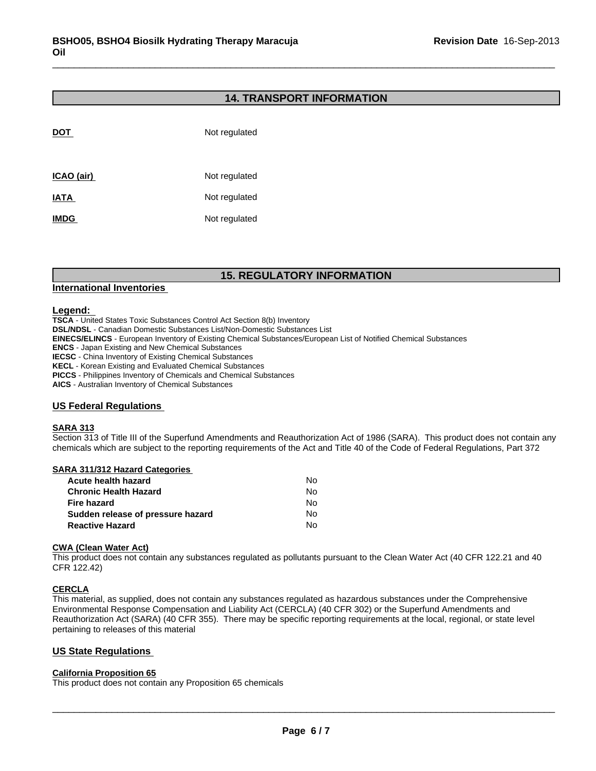## 14. TRANSPORT INFORMATION

| | |
|---|---|
| **DOT** | Not regulated |
| **ICAO (air)** | Not regulated |
| **IATA** | Not regulated |
| **IMDG** | Not regulated |

## 15. REGULATORY INFORMATION

### International Inventories

**Legend:**

**TSCA** - United States Toxic Substances Control Act Section 8(b) Inventory
**DSL/NDSL** - Canadian Domestic Substances List/Non-Domestic Substances List
**EINECS/ELINCS** - European Inventory of Existing Chemical Substances/European List of Notified Chemical Substances
**ENCS** - Japan Existing and New Chemical Substances
**IECSC** - China Inventory of Existing Chemical Substances
**KECL** - Korean Existing and Evaluated Chemical Substances
**PICCS** - Philippines Inventory of Chemicals and Chemical Substances
**AICS** - Australian Inventory of Chemical Substances

### US Federal Regulations

**SARA 313**

Section 313 of Title III of the Superfund Amendments and Reauthorization Act of 1986 (SARA). This product does not contain any chemicals which are subject to the reporting requirements of the Act and Title 40 of the Code of Federal Regulations, Part 372

**SARA 311/312 Hazard Categories**

| | |
|---|---|
| **Acute health hazard** | No |
| **Chronic Health Hazard** | No |
| **Fire hazard** | No |
| **Sudden release of pressure hazard** | No |
| **Reactive Hazard** | No |

**CWA (Clean Water Act)**

This product does not contain any substances regulated as pollutants pursuant to the Clean Water Act (40 CFR 122.21 and 40 CFR 122.42)

**CERCLA**

This material, as supplied, does not contain any substances regulated as hazardous substances under the Comprehensive Environmental Response Compensation and Liability Act (CERCLA) (40 CFR 302) or the Superfund Amendments and Reauthorization Act (SARA) (40 CFR 355). There may be specific reporting requirements at the local, regional, or state level pertaining to releases of this material

### US State Regulations

**California Proposition 65**

This product does not contain any Proposition 65 chemicals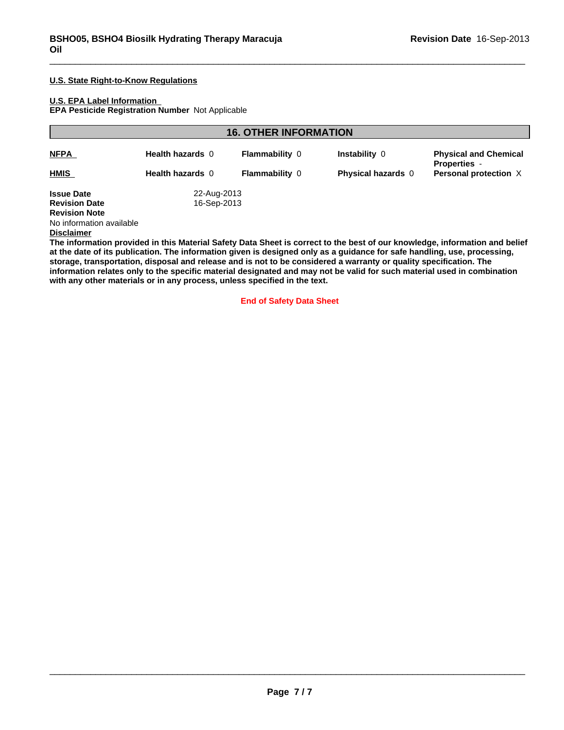**U.S. State Right-to-Know Regulations**

**U.S. EPA Label Information**

**EPA Pesticide Registration Number** Not Applicable

## 16. OTHER INFORMATION

| | | | | |
|---|---|---|---|---|
| **NFPA** | **Health hazards** 0 | **Flammability** 0 | **Instability** 0 | **Physical and Chemical Properties** - |
| **HMIS** | **Health hazards** 0 | **Flammability** 0 | **Physical hazards** 0 | **Personal protection** X |

**Issue Date** 22-Aug-2013

**Revision Date** 16-Sep-2013

**Revision Note**

No information available

**Disclaimer**

**The information provided in this Material Safety Data Sheet is correct to the best of our knowledge, information and belief at the date of its publication. The information given is designed only as a guidance for safe handling, use, processing, storage, transportation, disposal and release and is not to be considered a warranty or quality specification. The information relates only to the specific material designated and may not be valid for such material used in combination with any other materials or in any process, unless specified in the text.**

**End of Safety Data Sheet**